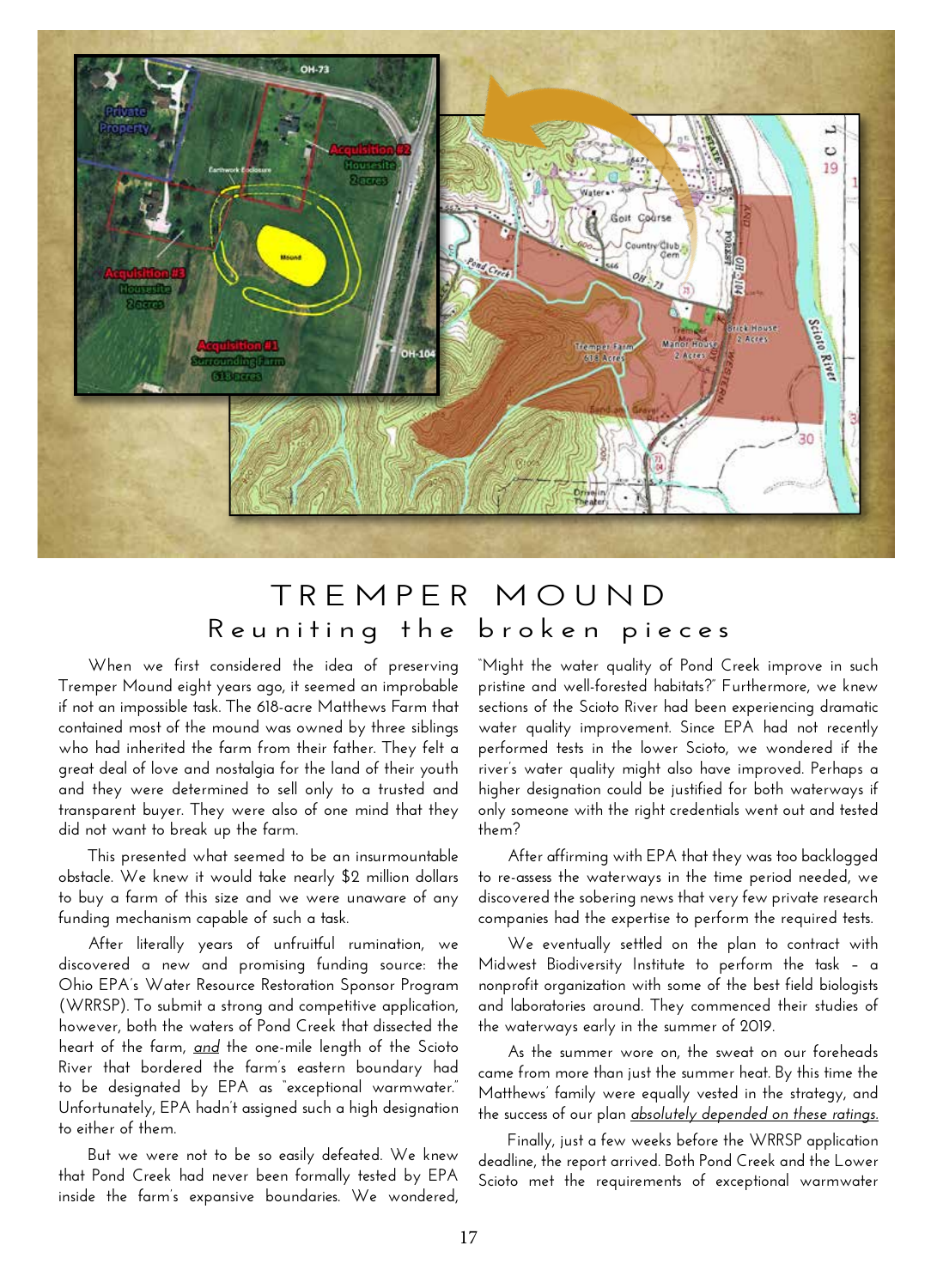# TREMPER MOUND

## Reuniting the broken pieces

When we first considered the idea of preserving Tremper Mound eight years ago, it seemed an improbable if not an impossible task. The 618-acre Matthews Farm that contained most of the mound was owned by three siblings who had inherited the farm from their father. They felt a great deal of love and nostalgia for the land of their youth and they were determined to sell only to a trusted and transparent buyer. They were also of one mind that they did not want to break up the farm.

This presented what seemed to be an insurmountable obstacle. We knew it would take nearly $2 million dollars to buy a farm of this size and we were unaware of any funding mechanism capable of such a task.

After literally years of unfruitful rumination, we discovered a new and promising funding source: the Ohio EPA's Water Resource Restoration Sponsor Program (WRRSP). To submit a strong and competitive application, however, both the waters of Pond Creek that dissected the heart of the farm, _and_ the one-mile length of the Scioto River that bordered the farm's eastern boundary had to be designated by EPA as "exceptional warmwater." Unfortunately, EPA hadn't assigned such a high designation to either of them.

But we were not to be so easily defeated. We knew that Pond Creek had never been formally tested by EPA inside the farm's expansive boundaries. We wondered, "Might the water quality of Pond Creek improve in such pristine and well-forested habitats?" Furthermore, we knew sections of the Scioto River had been experiencing dramatic water quality improvement. Since EPA had not recently performed tests in the lower Scioto, we wondered if the river's water quality might also have improved. Perhaps a higher designation could be justified for both waterways if only someone with the right credentials went out and tested them?

After affirming with EPA that they was too backlogged to re-assess the waterways in the time period needed, we discovered the sobering news that very few private research companies had the expertise to perform the required tests.

We eventually settled on the plan to contract with Midwest Biodiversity Institute to perform the task – a nonprofit organization with some of the best field biologists and laboratories around. They commenced their studies of the waterways early in the summer of 2019.

As the summer wore on, the sweat on our foreheads came from more than just the summer heat. By this time the Matthews' family were equally vested in the strategy, and the success of our plan _absolutely depended on these ratings._

Finally, just a few weeks before the WRRSP application deadline, the report arrived. Both Pond Creek and the Lower Scioto met the requirements of exceptional warmwater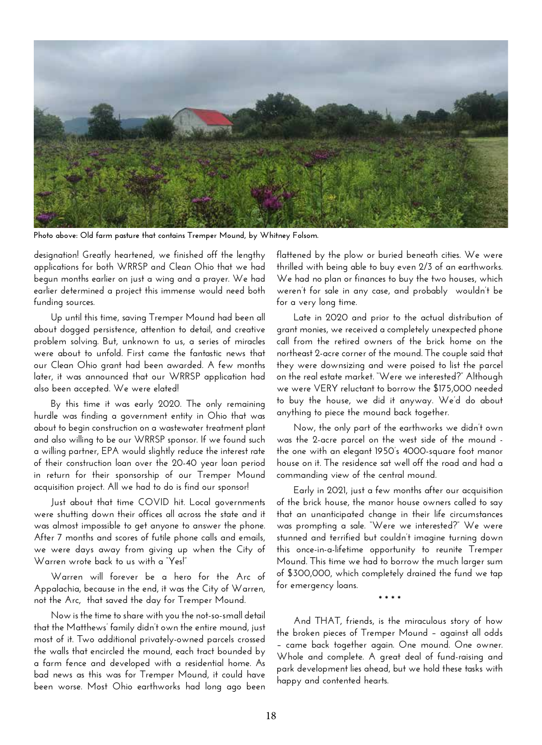**Photo above: Old farm pasture that contains Tremper Mound, by Whitney Folsom.**

designation! Greatly heartened, we finished off the lengthy applications for both WRRSP and Clean Ohio that we had begun months earlier on just a wing and a prayer. We had earlier determined a project this immense would need both funding sources.

Up until this time, saving Tremper Mound had been all about dogged persistence, attention to detail, and creative problem solving. But, unknown to us, a series of miracles were about to unfold. First came the fantastic news that our Clean Ohio grant had been awarded. A few months later, it was announced that our WRRSP application had also been accepted. We were elated!

By this time it was early 2020. The only remaining hurdle was finding a government entity in Ohio that was about to begin construction on a wastewater treatment plant and also willing to be our WRRSP sponsor. If we found such a willing partner, EPA would slightly reduce the interest rate of their construction loan over the 20-40 year loan period in return for their sponsorship of our Tremper Mound acquisition project. All we had to do is find our sponsor!

Just about that time COVID hit. Local governments were shutting down their offices all across the state and it was almost impossible to get anyone to answer the phone. After 7 months and scores of futile phone calls and emails, we were days away from giving up when the City of Warren wrote back to us with a "Yes!"

Warren will forever be a hero for the Arc of Appalachia, because in the end, it was the City of Warren, not the Arc, that saved the day for Tremper Mound.

Now is the time to share with you the not-so-small detail that the Matthews' family didn't own the entire mound, just most of it. Two additional privately-owned parcels crossed the walls that encircled the mound, each tract bounded by a farm fence and developed with a residential home. As bad news as this was for Tremper Mound, it could have been worse. Most Ohio earthworks had long ago been flattened by the plow or buried beneath cities. We were thrilled with being able to buy even 2/3 of an earthworks. We had no plan or finances to buy the two houses, which weren't for sale in any case, and probably wouldn't be for a very long time.

Late in 2020 and prior to the actual distribution of grant monies, we received a completely unexpected phone call from the retired owners of the brick home on the northeast 2-acre corner of the mound. The couple said that they were downsizing and were poised to list the parcel on the real estate market. "Were we interested?" Although we were VERY reluctant to borrow the $175,000 needed to buy the house, we did it anyway. We'd do about anything to piece the mound back together.

Now, the only part of the earthworks we didn't own was the 2-acre parcel on the west side of the mound - the one with an elegant 1950's 4000-square foot manor house on it. The residence sat well off the road and had a commanding view of the central mound.

Early in 2021, just a few months after our acquisition of the brick house, the manor house owners called to say that an unanticipated change in their life circumstances was prompting a sale. "Were we interested?" We were stunned and terrified but couldn't imagine turning down this once-in-a-lifetime opportunity to reunite Tremper Mound. This time we had to borrow the much larger sum of $300,000, which completely drained the fund we tap for emergency loans.

\* \* \* \*

And THAT, friends, is the miraculous story of how the broken pieces of Tremper Mound – against all odds – came back together again. One mound. One owner. Whole and complete. A great deal of fund-raising and park development lies ahead, but we hold these tasks with happy and contented hearts.